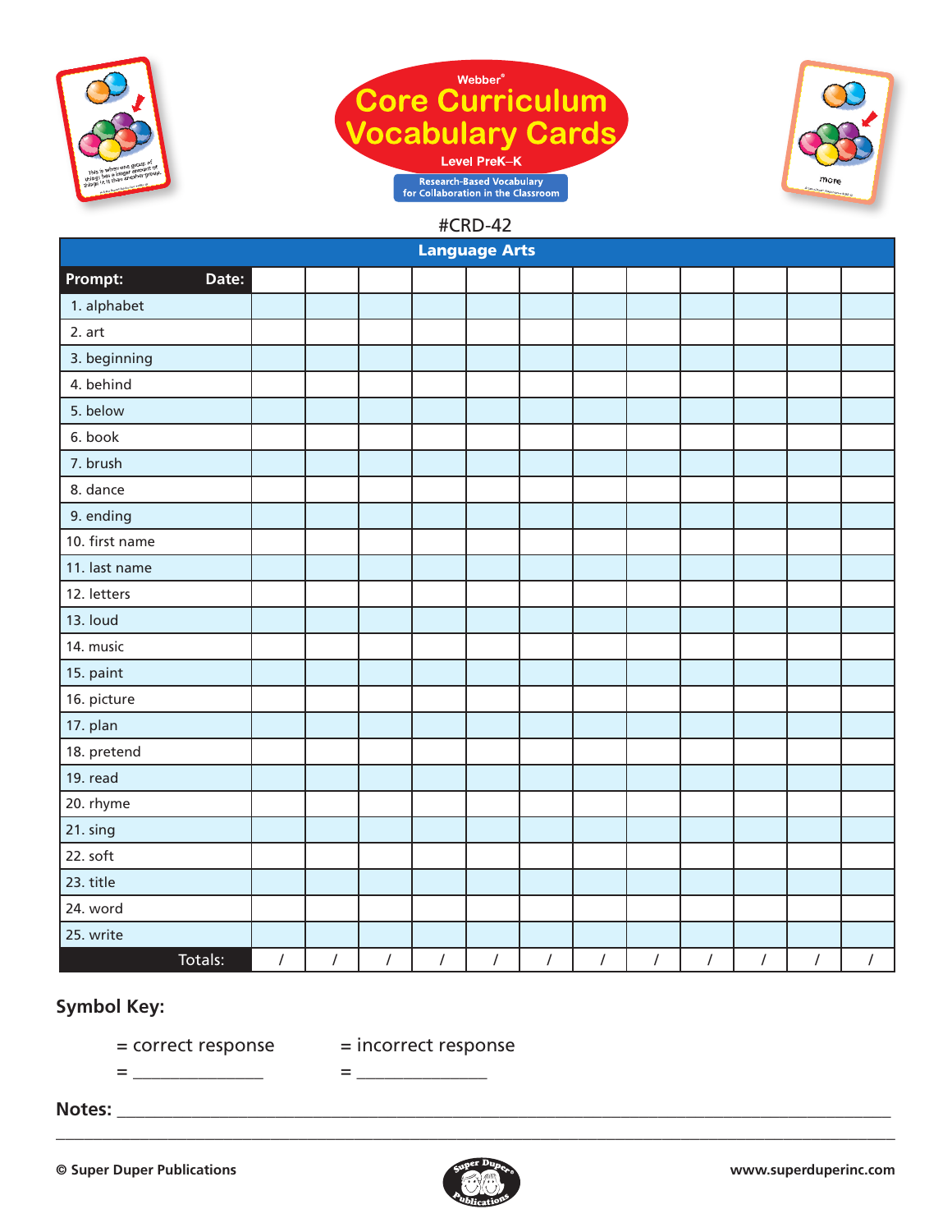Webber®

# Core Curriculum Vocabulary Cards

Level PreK–K

Research-Based Vocabulary for Collaboration in the Classroom

#CRD-42

| Language Arts | | | | | | | | | | | | |
|---|---|---|---|---|---|---|---|---|---|---|---|---|
| **Prompt: Date:** | | | | | | | | | | | | |
| 1. alphabet | | | | | | | | | | | | |
| 2. art | | | | | | | | | | | | |
| 3. beginning | | | | | | | | | | | | |
| 4. behind | | | | | | | | | | | | |
| 5. below | | | | | | | | | | | | |
| 6. book | | | | | | | | | | | | |
| 7. brush | | | | | | | | | | | | |
| 8. dance | | | | | | | | | | | | |
| 9. ending | | | | | | | | | | | | |
| 10. first name | | | | | | | | | | | | |
| 11. last name | | | | | | | | | | | | |
| 12. letters | | | | | | | | | | | | |
| 13. loud | | | | | | | | | | | | |
| 14. music | | | | | | | | | | | | |
| 15. paint | | | | | | | | | | | | |
| 16. picture | | | | | | | | | | | | |
| 17. plan | | | | | | | | | | | | |
| 18. pretend | | | | | | | | | | | | |
| 19. read | | | | | | | | | | | | |
| 20. rhyme | | | | | | | | | | | | |
| 21. sing | | | | | | | | | | | | |
| 22. soft | | | | | | | | | | | | |
| 23. title | | | | | | | | | | | | |
| 24. word | | | | | | | | | | | | |
| 25. write | | | | | | | | | | | | |
| Totals: | / | / | / | / | / | / | / | / | / | / | / | / |

**Symbol Key:**

= correct response = incorrect response

= ______________ = ______________

**Notes:** ________________________________________________________________________

________________________________________________________________________________

© Super Duper Publications www.superduperinc.com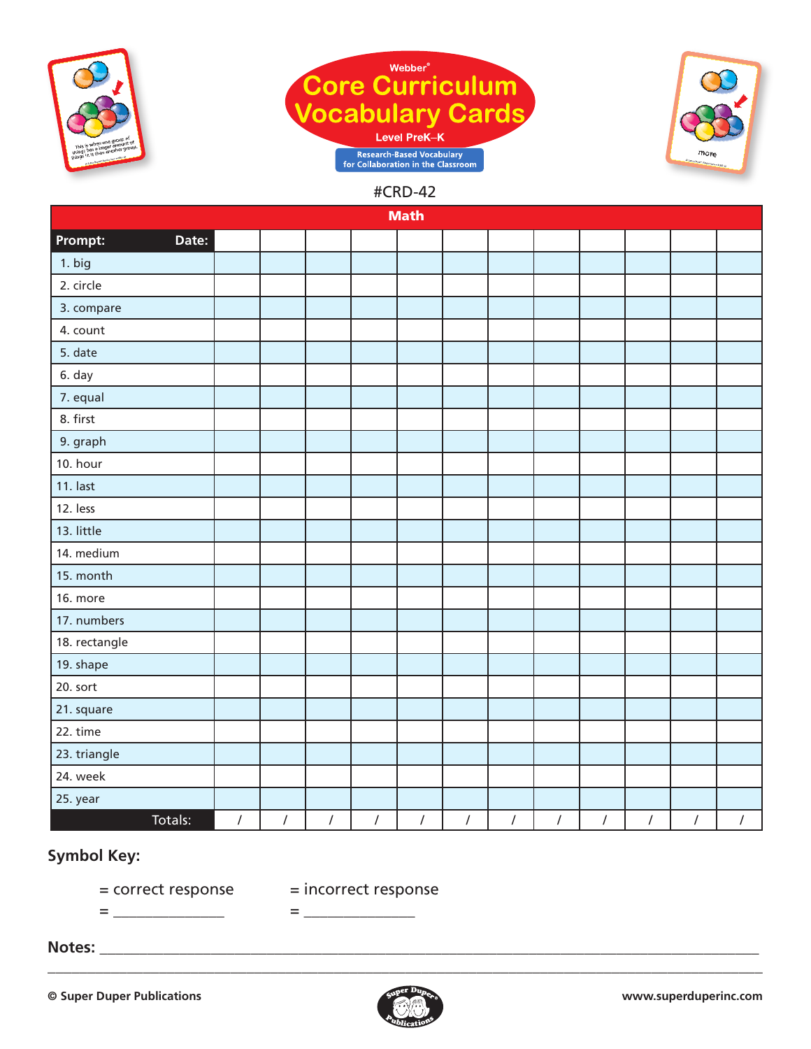Webber®

# Core Curriculum Vocabulary Cards

Level PreK–K

Research-Based Vocabulary for Collaboration in the Classroom

#CRD-42

| Math | | | | | | | | | | | | |
|---|---|---|---|---|---|---|---|---|---|---|---|---|
| **Prompt: Date:** | | | | | | | | | | | | |
| 1. big | | | | | | | | | | | | |
| 2. circle | | | | | | | | | | | | |
| 3. compare | | | | | | | | | | | | |
| 4. count | | | | | | | | | | | | |
| 5. date | | | | | | | | | | | | |
| 6. day | | | | | | | | | | | | |
| 7. equal | | | | | | | | | | | | |
| 8. first | | | | | | | | | | | | |
| 9. graph | | | | | | | | | | | | |
| 10. hour | | | | | | | | | | | | |
| 11. last | | | | | | | | | | | | |
| 12. less | | | | | | | | | | | | |
| 13. little | | | | | | | | | | | | |
| 14. medium | | | | | | | | | | | | |
| 15. month | | | | | | | | | | | | |
| 16. more | | | | | | | | | | | | |
| 17. numbers | | | | | | | | | | | | |
| 18. rectangle | | | | | | | | | | | | |
| 19. shape | | | | | | | | | | | | |
| 20. sort | | | | | | | | | | | | |
| 21. square | | | | | | | | | | | | |
| 22. time | | | | | | | | | | | | |
| 23. triangle | | | | | | | | | | | | |
| 24. week | | | | | | | | | | | | |
| 25. year | | | | | | | | | | | | |
| Totals: | / | / | / | / | / | / | / | / | / | / | / | / |

**Symbol Key:**

= correct response = incorrect response

= _______________ = _______________

**Notes:** ________________________________________________________________________________

________________________________________________________________________________

© Super Duper Publications www.superduperinc.com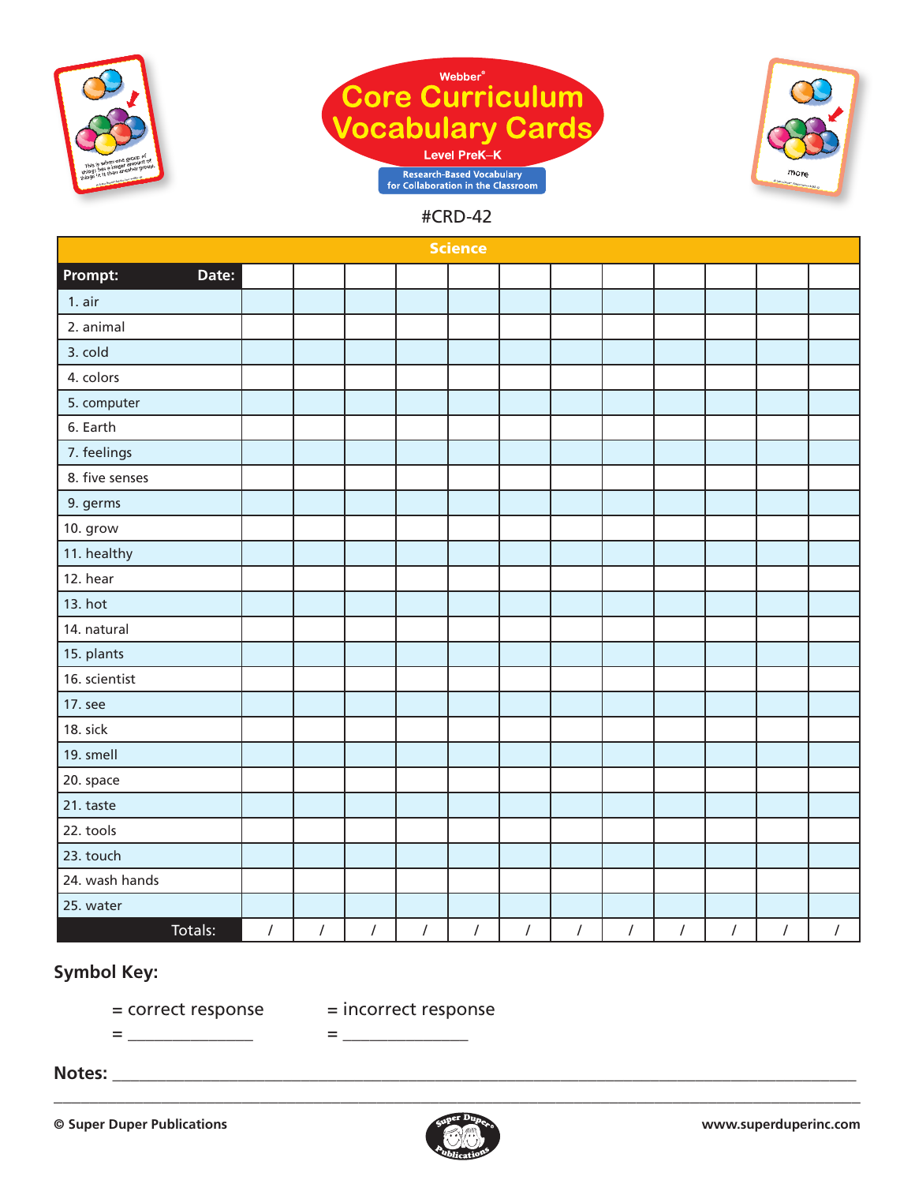Webber®

# Core Curriculum Vocabulary Cards

Level PreK–K

Research-Based Vocabulary for Collaboration in the Classroom

#CRD-42

| Science | | | | | | | | | | | | |
|---|---|---|---|---|---|---|---|---|---|---|---|---|
| **Prompt: Date:** | | | | | | | | | | | | |
| 1. air | | | | | | | | | | | | |
| 2. animal | | | | | | | | | | | | |
| 3. cold | | | | | | | | | | | | |
| 4. colors | | | | | | | | | | | | |
| 5. computer | | | | | | | | | | | | |
| 6. Earth | | | | | | | | | | | | |
| 7. feelings | | | | | | | | | | | | |
| 8. five senses | | | | | | | | | | | | |
| 9. germs | | | | | | | | | | | | |
| 10. grow | | | | | | | | | | | | |
| 11. healthy | | | | | | | | | | | | |
| 12. hear | | | | | | | | | | | | |
| 13. hot | | | | | | | | | | | | |
| 14. natural | | | | | | | | | | | | |
| 15. plants | | | | | | | | | | | | |
| 16. scientist | | | | | | | | | | | | |
| 17. see | | | | | | | | | | | | |
| 18. sick | | | | | | | | | | | | |
| 19. smell | | | | | | | | | | | | |
| 20. space | | | | | | | | | | | | |
| 21. taste | | | | | | | | | | | | |
| 22. tools | | | | | | | | | | | | |
| 23. touch | | | | | | | | | | | | |
| 24. wash hands | | | | | | | | | | | | |
| 25. water | | | | | | | | | | | | |
| **Totals:** | / | / | / | / | / | / | / | / | / | / | / | / |

**Symbol Key:**

= correct response = incorrect response

= _______________ = _______________

**Notes:** ____________________________________________________________________________

______________________________________________________________________________________

© Super Duper Publications www.superduperinc.com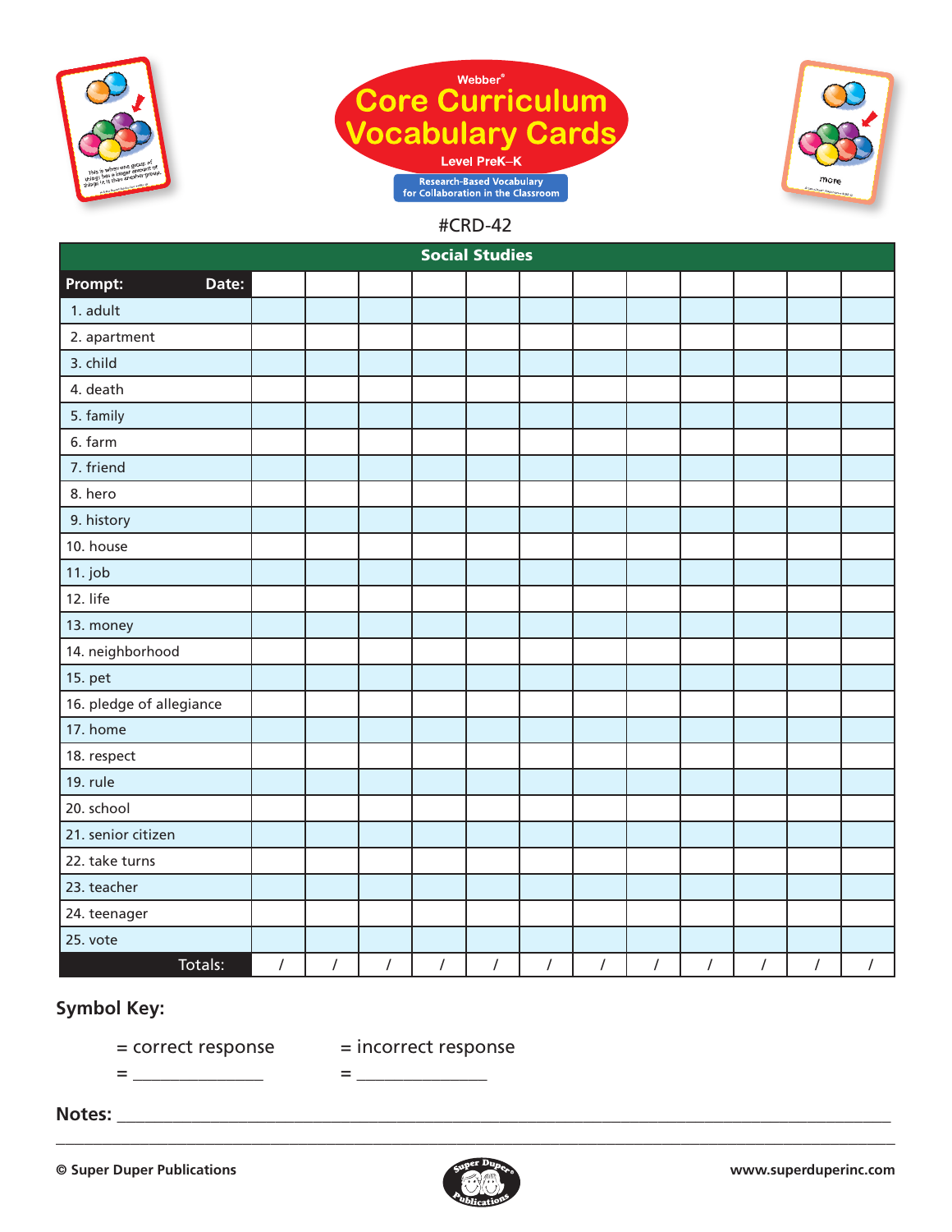Webber®

# Core Curriculum Vocabulary Cards

Level PreK–K

Research-Based Vocabulary for Collaboration in the Classroom

#CRD-42

| Social Studies | | | | | | | | | | | | |
|---|---|---|---|---|---|---|---|---|---|---|---|---|
| **Prompt: Date:** | | | | | | | | | | | | |
| 1. adult | | | | | | | | | | | | |
| 2. apartment | | | | | | | | | | | | |
| 3. child | | | | | | | | | | | | |
| 4. death | | | | | | | | | | | | |
| 5. family | | | | | | | | | | | | |
| 6. farm | | | | | | | | | | | | |
| 7. friend | | | | | | | | | | | | |
| 8. hero | | | | | | | | | | | | |
| 9. history | | | | | | | | | | | | |
| 10. house | | | | | | | | | | | | |
| 11. job | | | | | | | | | | | | |
| 12. life | | | | | | | | | | | | |
| 13. money | | | | | | | | | | | | |
| 14. neighborhood | | | | | | | | | | | | |
| 15. pet | | | | | | | | | | | | |
| 16. pledge of allegiance | | | | | | | | | | | | |
| 17. home | | | | | | | | | | | | |
| 18. respect | | | | | | | | | | | | |
| 19. rule | | | | | | | | | | | | |
| 20. school | | | | | | | | | | | | |
| 21. senior citizen | | | | | | | | | | | | |
| 22. take turns | | | | | | | | | | | | |
| 23. teacher | | | | | | | | | | | | |
| 24. teenager | | | | | | | | | | | | |
| 25. vote | | | | | | | | | | | | |
| Totals: | / | / | / | / | / | / | / | / | / | / | / | / |

**Symbol Key:**

= correct response          = incorrect response

= _______________          = _______________

**Notes:** ________________________________________________________________________________

________________________________________________________________________________________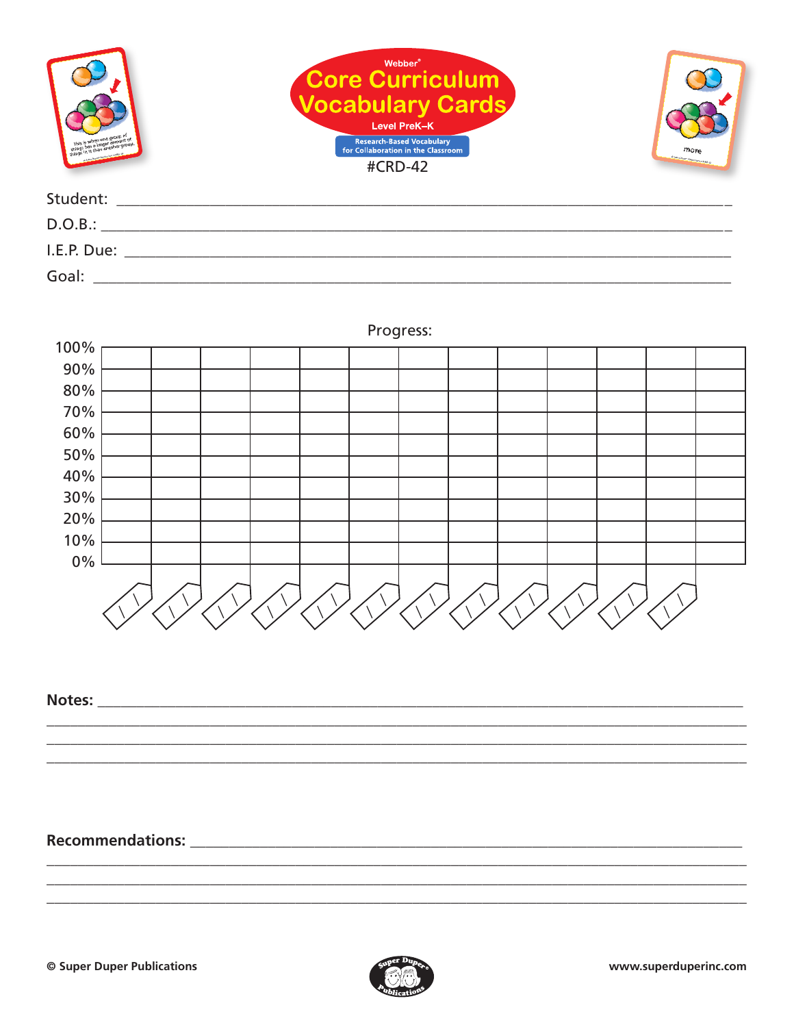Webber®

# Core Curriculum Vocabulary Cards

Level PreK–K

Research-Based Vocabulary for Collaboration in the Classroom

#CRD-42

Student: ___________________________________________

D.O.B.: ___________________________________________

I.E.P. Due: ___________________________________________

Goal: ___________________________________________

Progress:

100%
90%
80%
70%
60%
50%
40%
30%
20%
10%
0%

**Notes:** ___________________________________________

___________________________________________

___________________________________________

___________________________________________

**Recommendations:** ___________________________________________

___________________________________________

___________________________________________

___________________________________________

**© Super Duper Publications** **www.superduperinc.com**